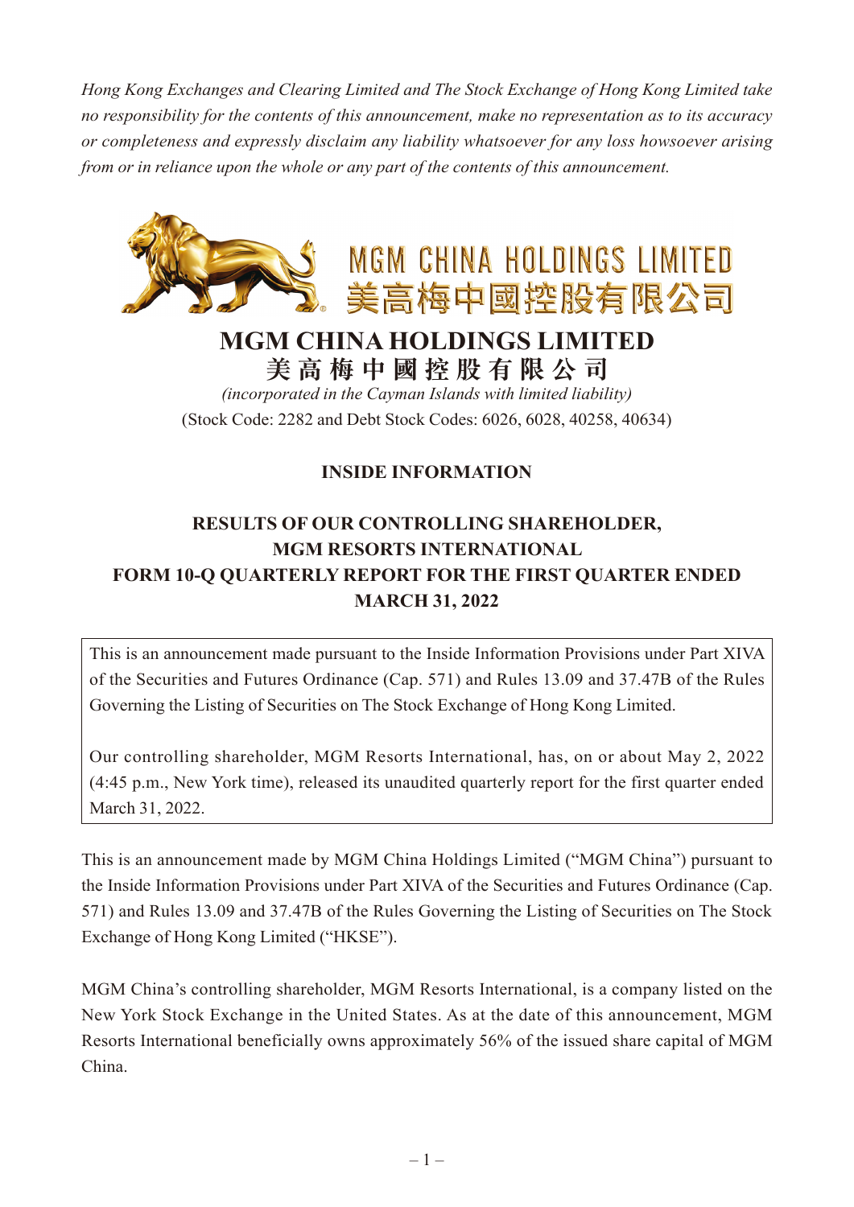*Hong Kong Exchanges and Clearing Limited and The Stock Exchange of Hong Kong Limited take no responsibility for the contents of this announcement, make no representation as to its accuracy or completeness and expressly disclaim any liability whatsoever for any loss howsoever arising from or in reliance upon the whole or any part of the contents of this announcement.*

MGM CHINA HOLDINGS LIMITED
美高梅中國控股有限公司

# MGM CHINA HOLDINGS LIMITED
# 美高梅中國控股有限公司

*(incorporated in the Cayman Islands with limited liability)*

(Stock Code: 2282 and Debt Stock Codes: 6026, 6028, 40258, 40634)

## INSIDE INFORMATION

## RESULTS OF OUR CONTROLLING SHAREHOLDER, MGM RESORTS INTERNATIONAL FORM 10-Q QUARTERLY REPORT FOR THE FIRST QUARTER ENDED MARCH 31, 2022

This is an announcement made pursuant to the Inside Information Provisions under Part XIVA of the Securities and Futures Ordinance (Cap. 571) and Rules 13.09 and 37.47B of the Rules Governing the Listing of Securities on The Stock Exchange of Hong Kong Limited.

Our controlling shareholder, MGM Resorts International, has, on or about May 2, 2022 (4:45 p.m., New York time), released its unaudited quarterly report for the first quarter ended March 31, 2022.

This is an announcement made by MGM China Holdings Limited ("MGM China") pursuant to the Inside Information Provisions under Part XIVA of the Securities and Futures Ordinance (Cap. 571) and Rules 13.09 and 37.47B of the Rules Governing the Listing of Securities on The Stock Exchange of Hong Kong Limited ("HKSE").

MGM China's controlling shareholder, MGM Resorts International, is a company listed on the New York Stock Exchange in the United States. As at the date of this announcement, MGM Resorts International beneficially owns approximately 56% of the issued share capital of MGM China.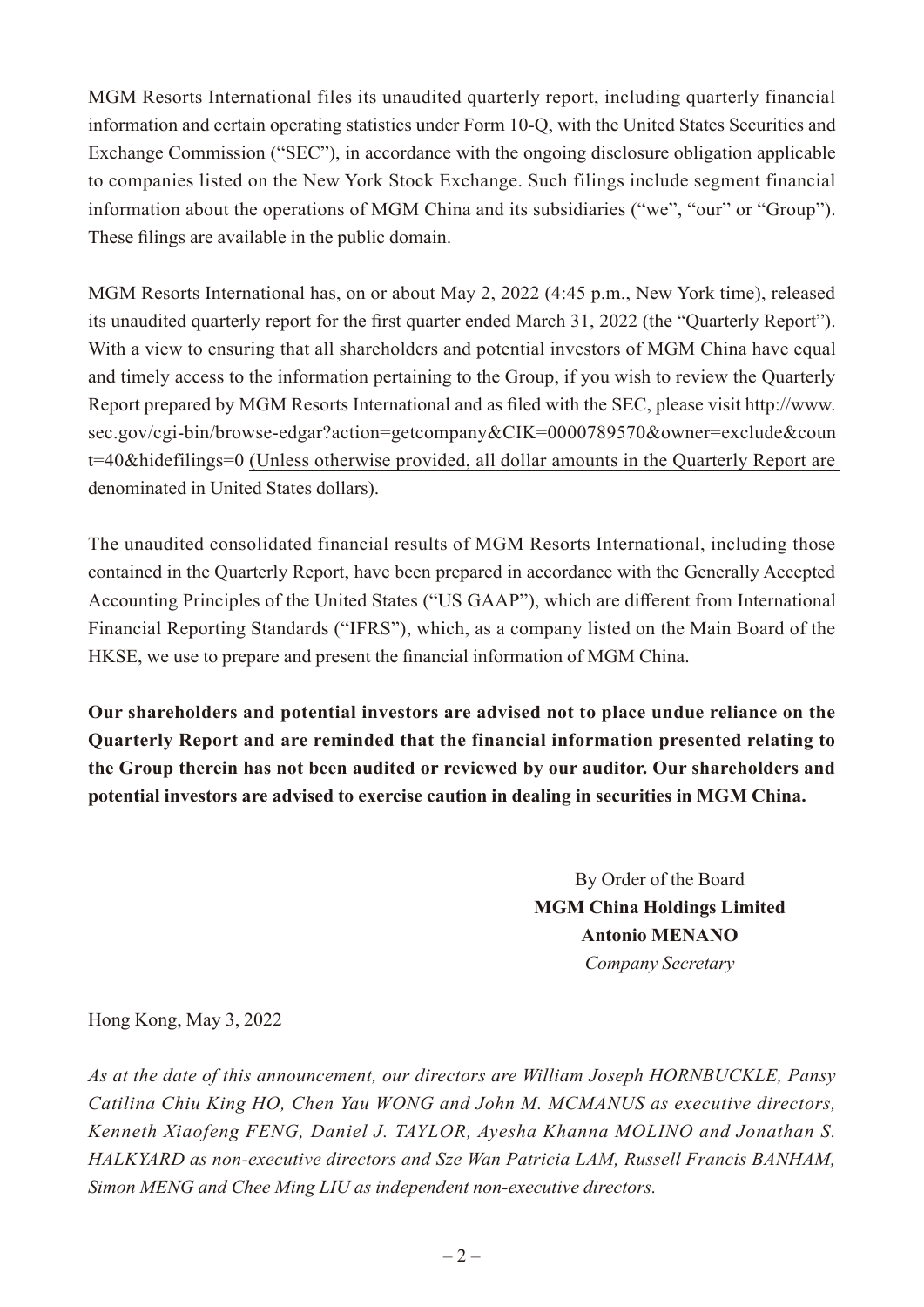MGM Resorts International files its unaudited quarterly report, including quarterly financial information and certain operating statistics under Form 10-Q, with the United States Securities and Exchange Commission ("SEC"), in accordance with the ongoing disclosure obligation applicable to companies listed on the New York Stock Exchange. Such filings include segment financial information about the operations of MGM China and its subsidiaries ("we", "our" or "Group"). These filings are available in the public domain.

MGM Resorts International has, on or about May 2, 2022 (4:45 p.m., New York time), released its unaudited quarterly report for the first quarter ended March 31, 2022 (the "Quarterly Report"). With a view to ensuring that all shareholders and potential investors of MGM China have equal and timely access to the information pertaining to the Group, if you wish to review the Quarterly Report prepared by MGM Resorts International and as filed with the SEC, please visit http://www.sec.gov/cgi-bin/browse-edgar?action=getcompany&CIK=0000789570&owner=exclude&count=40&hidefilings=0 (Unless otherwise provided, all dollar amounts in the Quarterly Report are denominated in United States dollars).

The unaudited consolidated financial results of MGM Resorts International, including those contained in the Quarterly Report, have been prepared in accordance with the Generally Accepted Accounting Principles of the United States ("US GAAP"), which are different from International Financial Reporting Standards ("IFRS"), which, as a company listed on the Main Board of the HKSE, we use to prepare and present the financial information of MGM China.

**Our shareholders and potential investors are advised not to place undue reliance on the Quarterly Report and are reminded that the financial information presented relating to the Group therein has not been audited or reviewed by our auditor. Our shareholders and potential investors are advised to exercise caution in dealing in securities in MGM China.**

By Order of the Board
**MGM China Holdings Limited**
**Antonio MENANO**
*Company Secretary*

Hong Kong, May 3, 2022

*As at the date of this announcement, our directors are William Joseph HORNBUCKLE, Pansy Catilina Chiu King HO, Chen Yau WONG and John M. MCMANUS as executive directors, Kenneth Xiaofeng FENG, Daniel J. TAYLOR, Ayesha Khanna MOLINO and Jonathan S. HALKYARD as non-executive directors and Sze Wan Patricia LAM, Russell Francis BANHAM, Simon MENG and Chee Ming LIU as independent non-executive directors.*